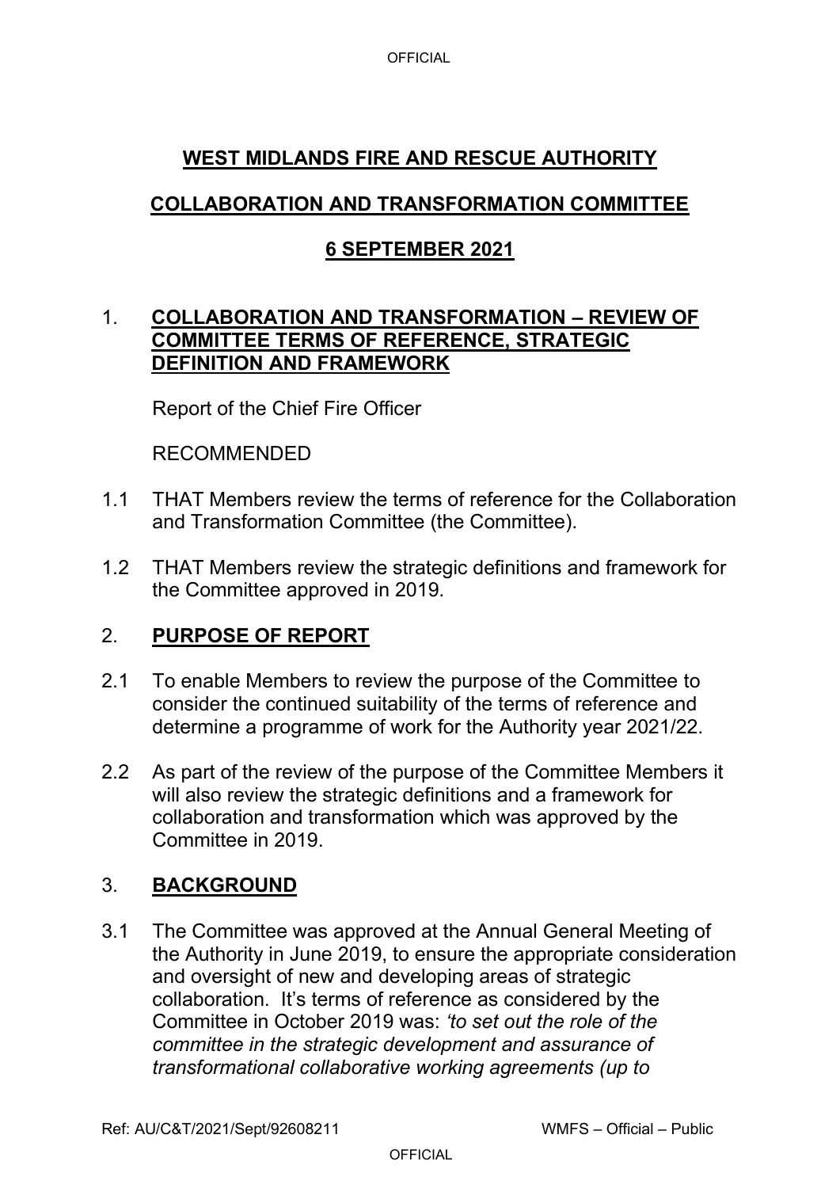# WEST MIDLANDS FIRE AND RESCUE AUTHORITY

## COLLABORATION AND TRANSFORMATION COMMITTEE

## 6 SEPTEMBER 2021

1. **COLLABORATION AND TRANSFORMATION – REVIEW OF COMMITTEE TERMS OF REFERENCE, STRATEGIC DEFINITION AND FRAMEWORK**

   Report of the Chief Fire Officer

   RECOMMENDED

1.1 THAT Members review the terms of reference for the Collaboration and Transformation Committee (the Committee).

1.2 THAT Members review the strategic definitions and framework for the Committee approved in 2019.

2. **PURPOSE OF REPORT**

2.1 To enable Members to review the purpose of the Committee to consider the continued suitability of the terms of reference and determine a programme of work for the Authority year 2021/22.

2.2 As part of the review of the purpose of the Committee Members it will also review the strategic definitions and a framework for collaboration and transformation which was approved by the Committee in 2019.

3. **BACKGROUND**

3.1 The Committee was approved at the Annual General Meeting of the Authority in June 2019, to ensure the appropriate consideration and oversight of new and developing areas of strategic collaboration. It's terms of reference as considered by the Committee in October 2019 was: *'to set out the role of the committee in the strategic development and assurance of transformational collaborative working agreements (up to*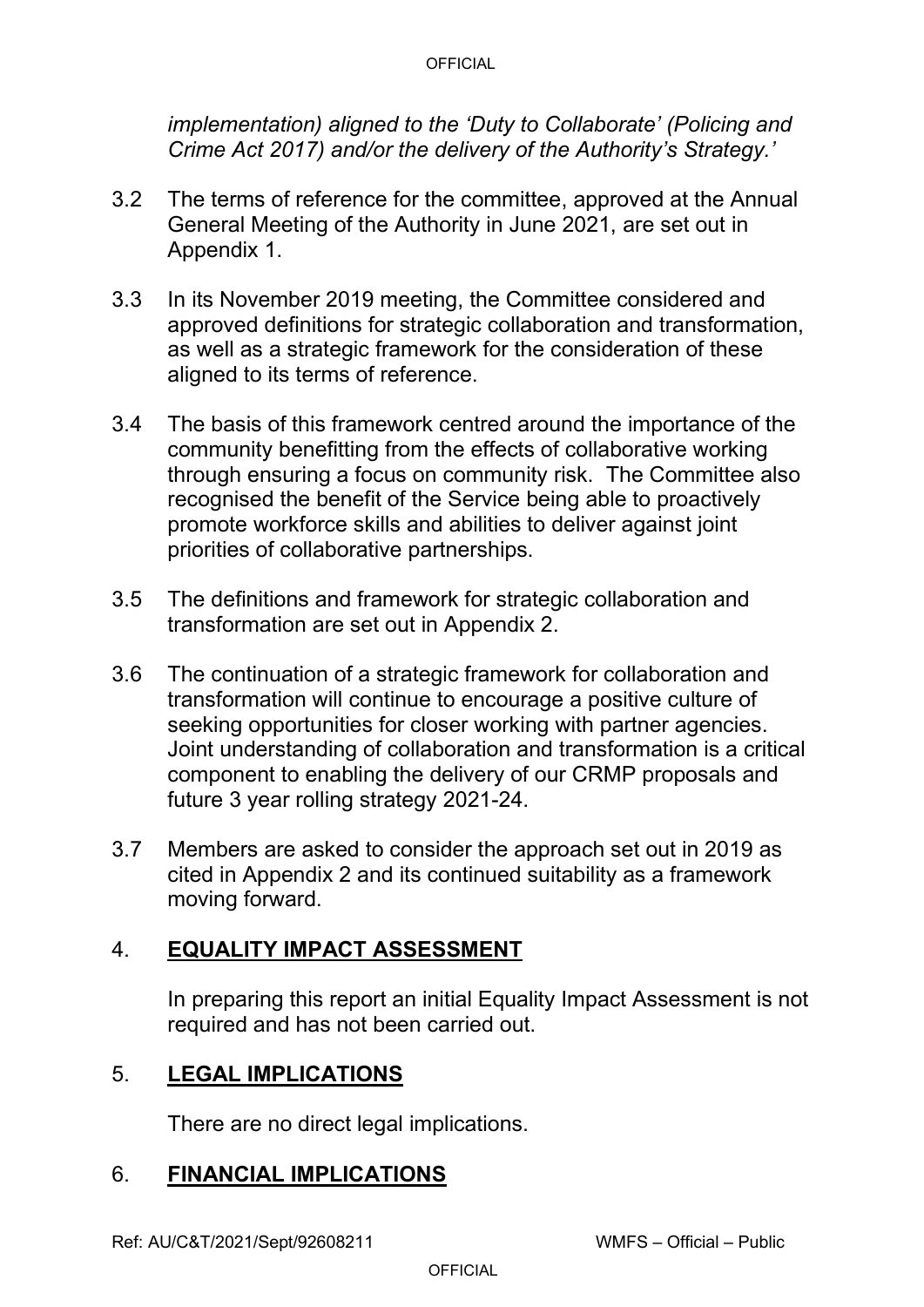*implementation) aligned to the 'Duty to Collaborate' (Policing and Crime Act 2017) and/or the delivery of the Authority's Strategy.'*

3.2 The terms of reference for the committee, approved at the Annual General Meeting of the Authority in June 2021, are set out in Appendix 1.

3.3 In its November 2019 meeting, the Committee considered and approved definitions for strategic collaboration and transformation, as well as a strategic framework for the consideration of these aligned to its terms of reference.

3.4 The basis of this framework centred around the importance of the community benefitting from the effects of collaborative working through ensuring a focus on community risk. The Committee also recognised the benefit of the Service being able to proactively promote workforce skills and abilities to deliver against joint priorities of collaborative partnerships.

3.5 The definitions and framework for strategic collaboration and transformation are set out in Appendix 2.

3.6 The continuation of a strategic framework for collaboration and transformation will continue to encourage a positive culture of seeking opportunities for closer working with partner agencies. Joint understanding of collaboration and transformation is a critical component to enabling the delivery of our CRMP proposals and future 3 year rolling strategy 2021-24.

3.7 Members are asked to consider the approach set out in 2019 as cited in Appendix 2 and its continued suitability as a framework moving forward.

## 4. **EQUALITY IMPACT ASSESSMENT**

In preparing this report an initial Equality Impact Assessment is not required and has not been carried out.

## 5. **LEGAL IMPLICATIONS**

There are no direct legal implications.

## 6. **FINANCIAL IMPLICATIONS**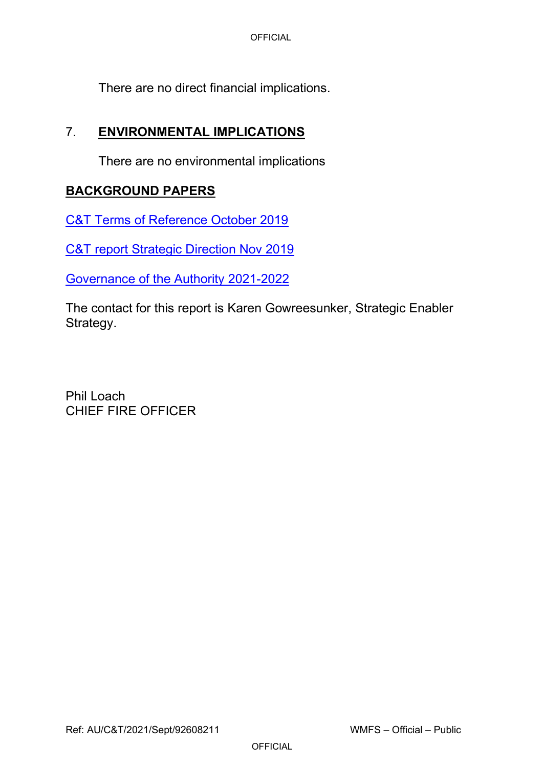There are no direct financial implications.

## 7. ENVIRONMENTAL IMPLICATIONS

There are no environmental implications

## BACKGROUND PAPERS

C&T Terms of Reference October 2019

C&T report Strategic Direction Nov 2019

Governance of the Authority 2021-2022

The contact for this report is Karen Gowreesunker, Strategic Enabler Strategy.

Phil Loach
CHIEF FIRE OFFICER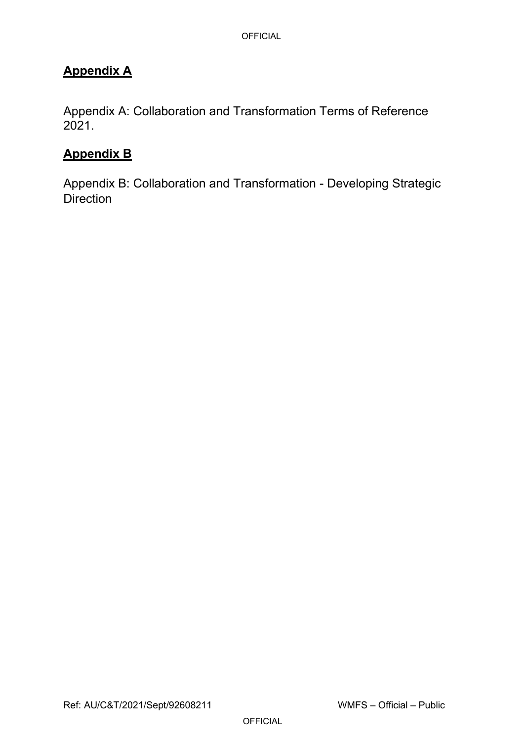**Appendix A**

Appendix A: Collaboration and Transformation Terms of Reference 2021.

**Appendix B**

Appendix B: Collaboration and Transformation - Developing Strategic Direction